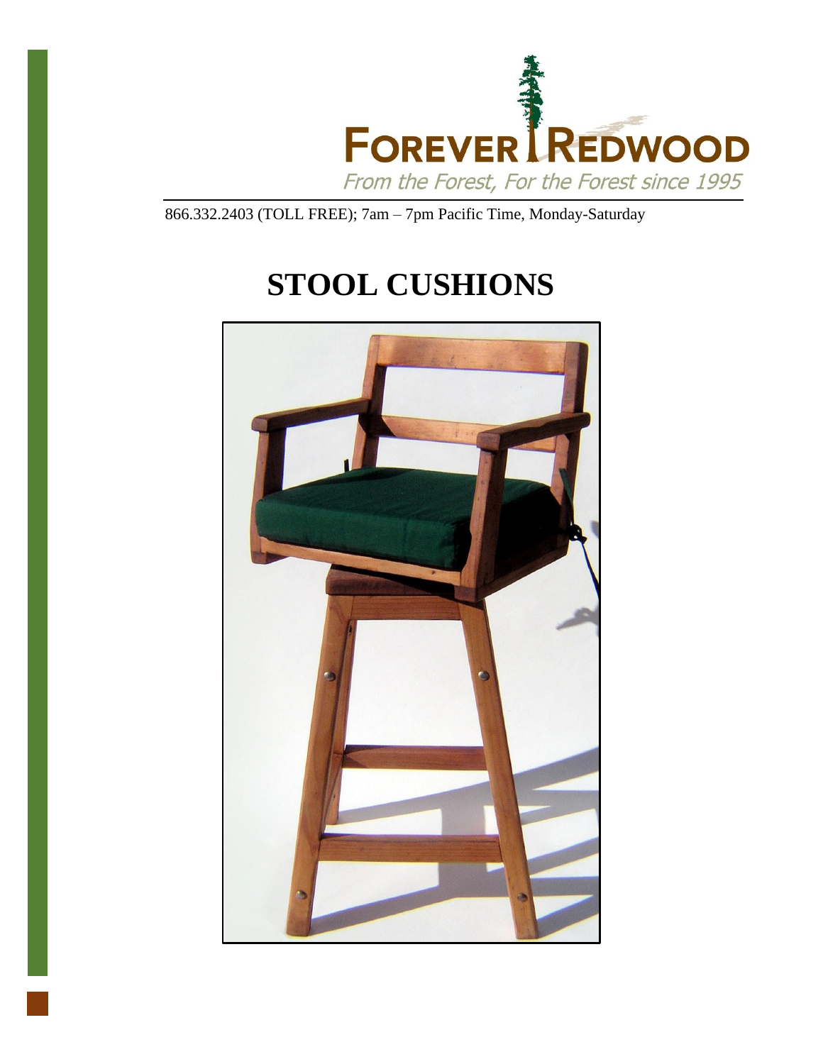FOREVER REDWOOD

*From the Forest, For the Forest since 1995*

866.332.2403 (TOLL FREE); 7am – 7pm Pacific Time, Monday-Saturday

# STOOL CUSHIONS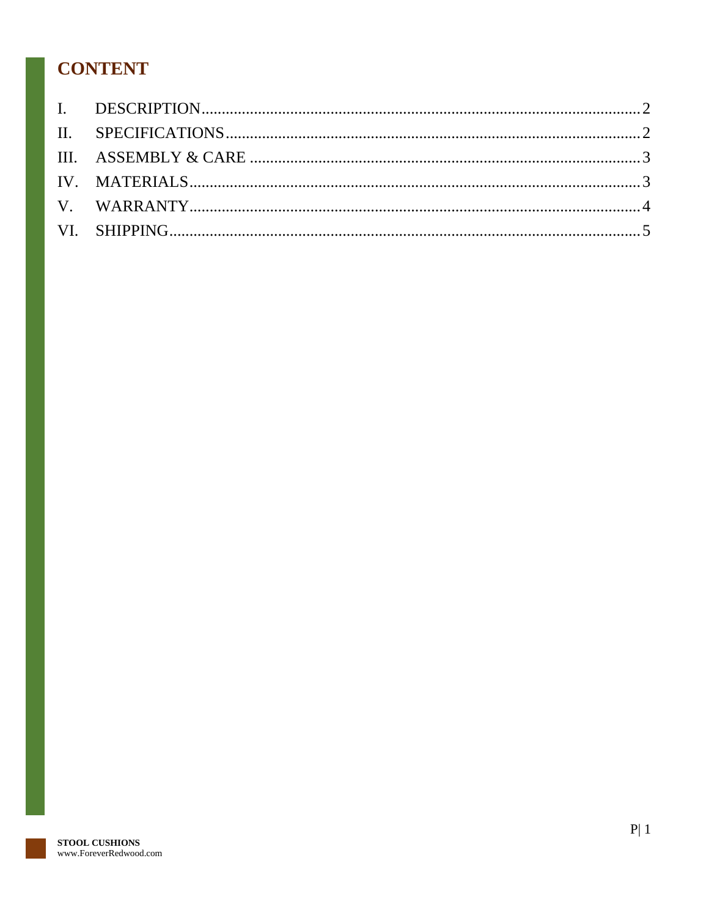# CONTENT

I. DESCRIPTION ........................................ 2
II. SPECIFICATIONS ........................................ 2
III. ASSEMBLY & CARE ........................................ 3
IV. MATERIALS ........................................ 3
V. WARRANTY ........................................ 4
VI. SHIPPING ........................................ 5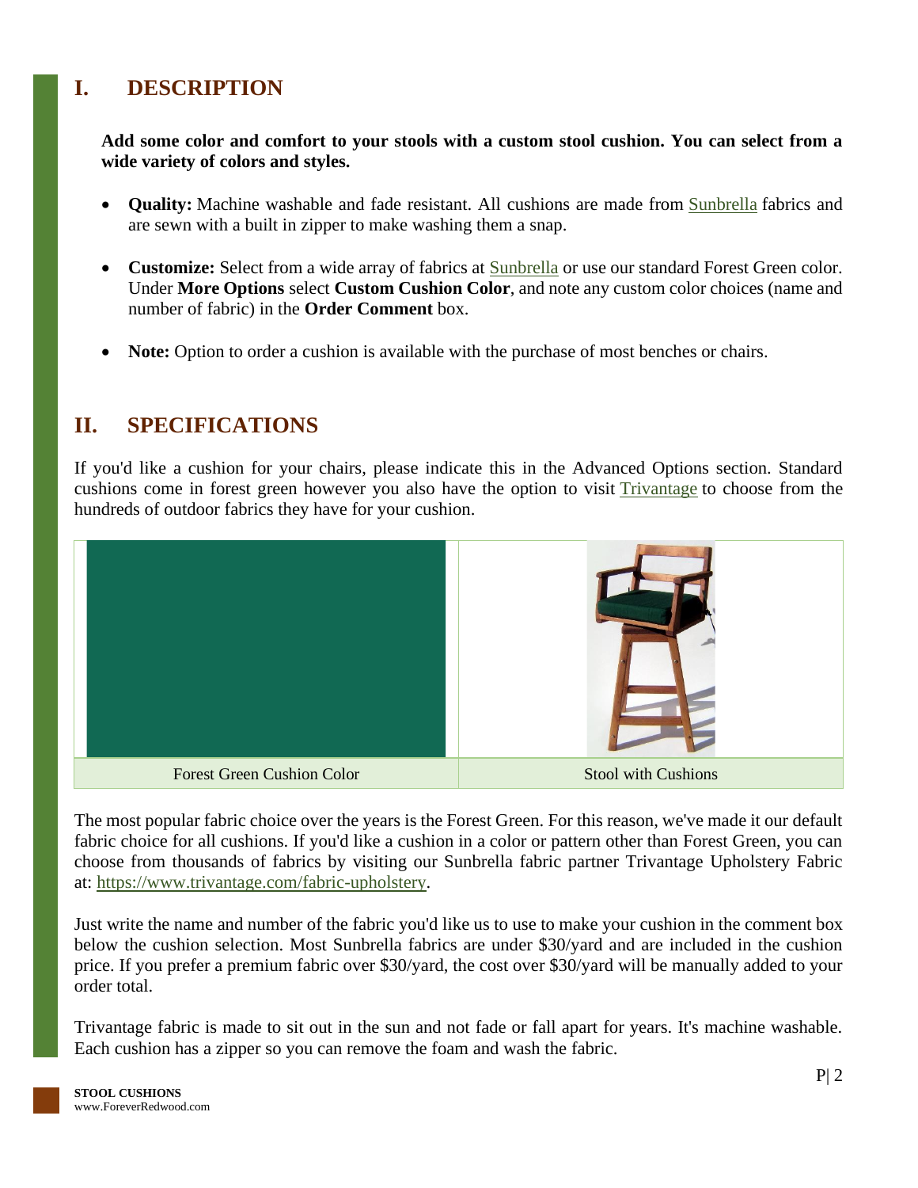## I. DESCRIPTION

**Add some color and comfort to your stools with a custom stool cushion. You can select from a wide variety of colors and styles.**

- **Quality:** Machine washable and fade resistant. All cushions are made from Sunbrella fabrics and are sewn with a built in zipper to make washing them a snap.
- **Customize:** Select from a wide array of fabrics at Sunbrella or use our standard Forest Green color. Under **More Options** select **Custom Cushion Color**, and note any custom color choices (name and number of fabric) in the **Order Comment** box.
- **Note:** Option to order a cushion is available with the purchase of most benches or chairs.

## II. SPECIFICATIONS

If you'd like a cushion for your chairs, please indicate this in the Advanced Options section. Standard cushions come in forest green however you also have the option to visit Trivantage to choose from the hundreds of outdoor fabrics they have for your cushion.

| Forest Green Cushion Color | Stool with Cushions |
|---|---|

The most popular fabric choice over the years is the Forest Green. For this reason, we've made it our default fabric choice for all cushions. If you'd like a cushion in a color or pattern other than Forest Green, you can choose from thousands of fabrics by visiting our Sunbrella fabric partner Trivantage Upholstery Fabric at: https://www.trivantage.com/fabric-upholstery.

Just write the name and number of the fabric you'd like us to use to make your cushion in the comment box below the cushion selection. Most Sunbrella fabrics are under $30/yard and are included in the cushion price. If you prefer a premium fabric over $30/yard, the cost over $30/yard will be manually added to your order total.

Trivantage fabric is made to sit out in the sun and not fade or fall apart for years. It's machine washable. Each cushion has a zipper so you can remove the foam and wash the fabric.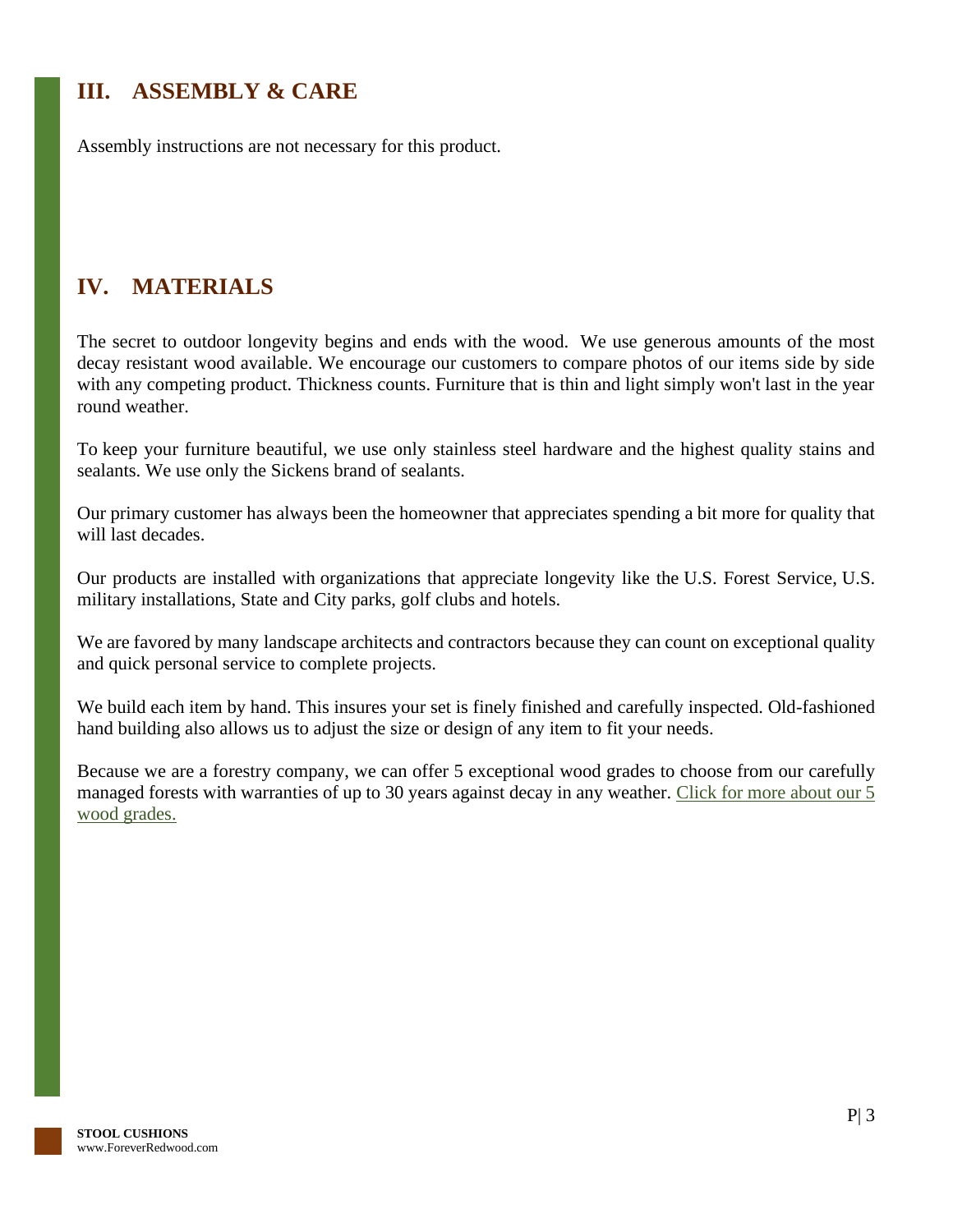## III. ASSEMBLY & CARE

Assembly instructions are not necessary for this product.

## IV. MATERIALS

The secret to outdoor longevity begins and ends with the wood. We use generous amounts of the most decay resistant wood available. We encourage our customers to compare photos of our items side by side with any competing product. Thickness counts. Furniture that is thin and light simply won't last in the year round weather.

To keep your furniture beautiful, we use only stainless steel hardware and the highest quality stains and sealants. We use only the Sickens brand of sealants.

Our primary customer has always been the homeowner that appreciates spending a bit more for quality that will last decades.

Our products are installed with organizations that appreciate longevity like the U.S. Forest Service, U.S. military installations, State and City parks, golf clubs and hotels.

We are favored by many landscape architects and contractors because they can count on exceptional quality and quick personal service to complete projects.

We build each item by hand. This insures your set is finely finished and carefully inspected. Old-fashioned hand building also allows us to adjust the size or design of any item to fit your needs.

Because we are a forestry company, we can offer 5 exceptional wood grades to choose from our carefully managed forests with warranties of up to 30 years against decay in any weather. Click for more about our 5 wood grades.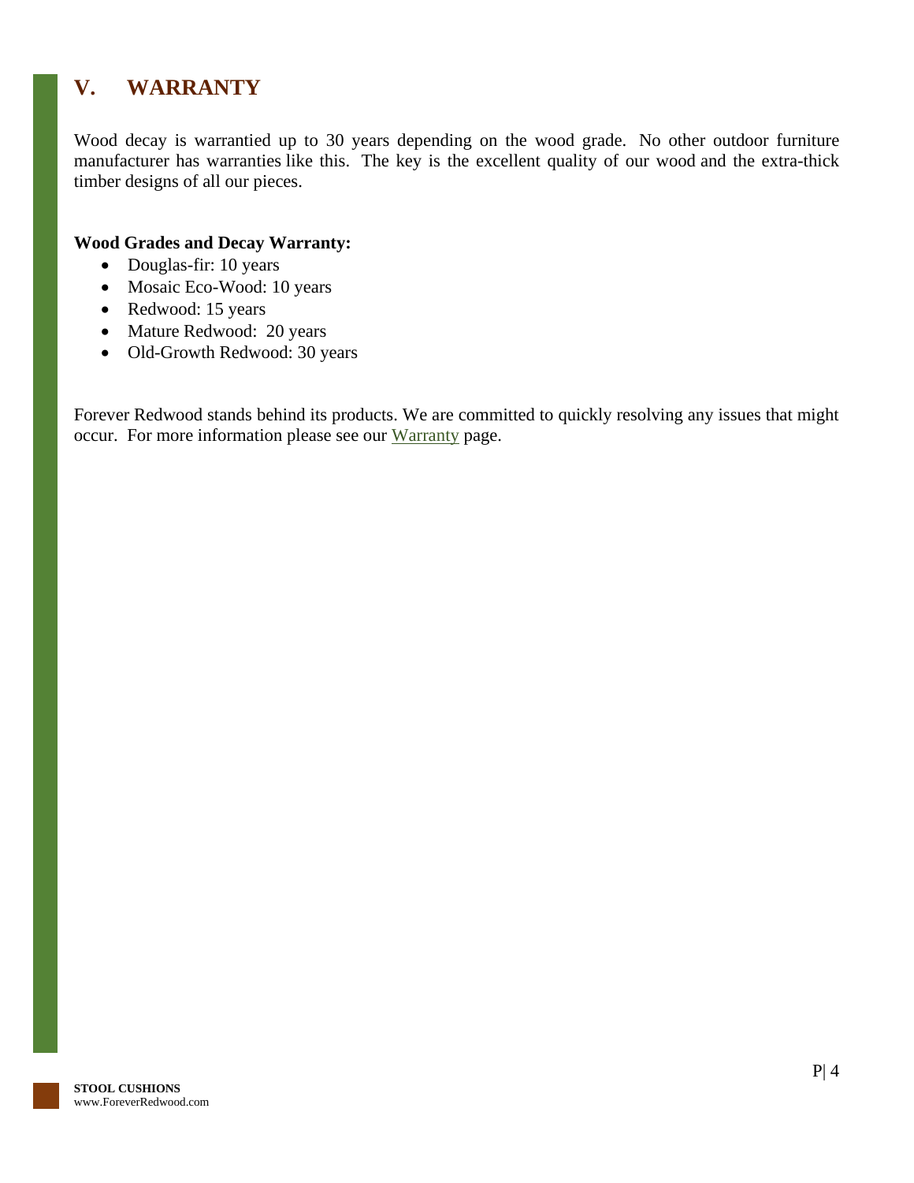## V. WARRANTY

Wood decay is warrantied up to 30 years depending on the wood grade. No other outdoor furniture manufacturer has warranties like this. The key is the excellent quality of our wood and the extra-thick timber designs of all our pieces.

**Wood Grades and Decay Warranty:**

- Douglas-fir: 10 years
- Mosaic Eco-Wood: 10 years
- Redwood: 15 years
- Mature Redwood: 20 years
- Old-Growth Redwood: 30 years

Forever Redwood stands behind its products. We are committed to quickly resolving any issues that might occur. For more information please see our Warranty page.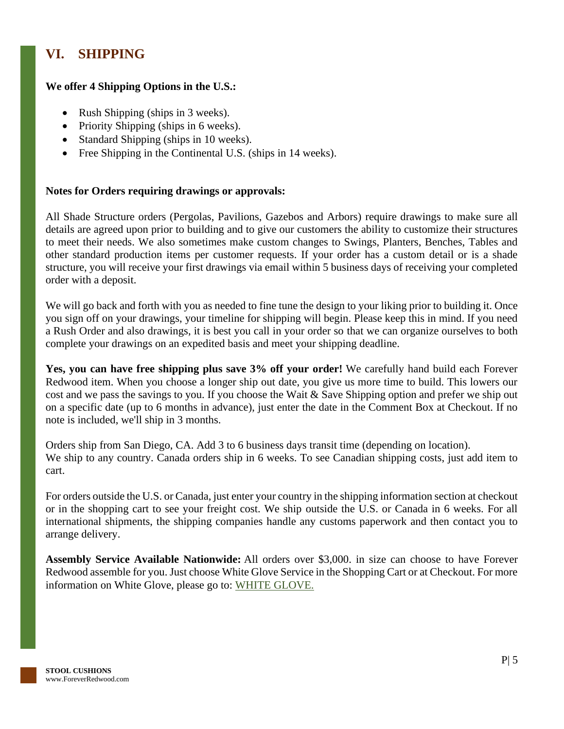## VI. SHIPPING

**We offer 4 Shipping Options in the U.S.:**

- Rush Shipping (ships in 3 weeks).
- Priority Shipping (ships in 6 weeks).
- Standard Shipping (ships in 10 weeks).
- Free Shipping in the Continental U.S. (ships in 14 weeks).

**Notes for Orders requiring drawings or approvals:**

All Shade Structure orders (Pergolas, Pavilions, Gazebos and Arbors) require drawings to make sure all details are agreed upon prior to building and to give our customers the ability to customize their structures to meet their needs. We also sometimes make custom changes to Swings, Planters, Benches, Tables and other standard production items per customer requests. If your order has a custom detail or is a shade structure, you will receive your first drawings via email within 5 business days of receiving your completed order with a deposit.

We will go back and forth with you as needed to fine tune the design to your liking prior to building it. Once you sign off on your drawings, your timeline for shipping will begin. Please keep this in mind. If you need a Rush Order and also drawings, it is best you call in your order so that we can organize ourselves to both complete your drawings on an expedited basis and meet your shipping deadline.

**Yes, you can have free shipping plus save 3% off your order!** We carefully hand build each Forever Redwood item. When you choose a longer ship out date, you give us more time to build. This lowers our cost and we pass the savings to you. If you choose the Wait & Save Shipping option and prefer we ship out on a specific date (up to 6 months in advance), just enter the date in the Comment Box at Checkout. If no note is included, we'll ship in 3 months.

Orders ship from San Diego, CA. Add 3 to 6 business days transit time (depending on location).
We ship to any country. Canada orders ship in 6 weeks. To see Canadian shipping costs, just add item to cart.

For orders outside the U.S. or Canada, just enter your country in the shipping information section at checkout or in the shopping cart to see your freight cost. We ship outside the U.S. or Canada in 6 weeks. For all international shipments, the shipping companies handle any customs paperwork and then contact you to arrange delivery.

**Assembly Service Available Nationwide:** All orders over $3,000. in size can choose to have Forever Redwood assemble for you. Just choose White Glove Service in the Shopping Cart or at Checkout. For more information on White Glove, please go to: WHITE GLOVE.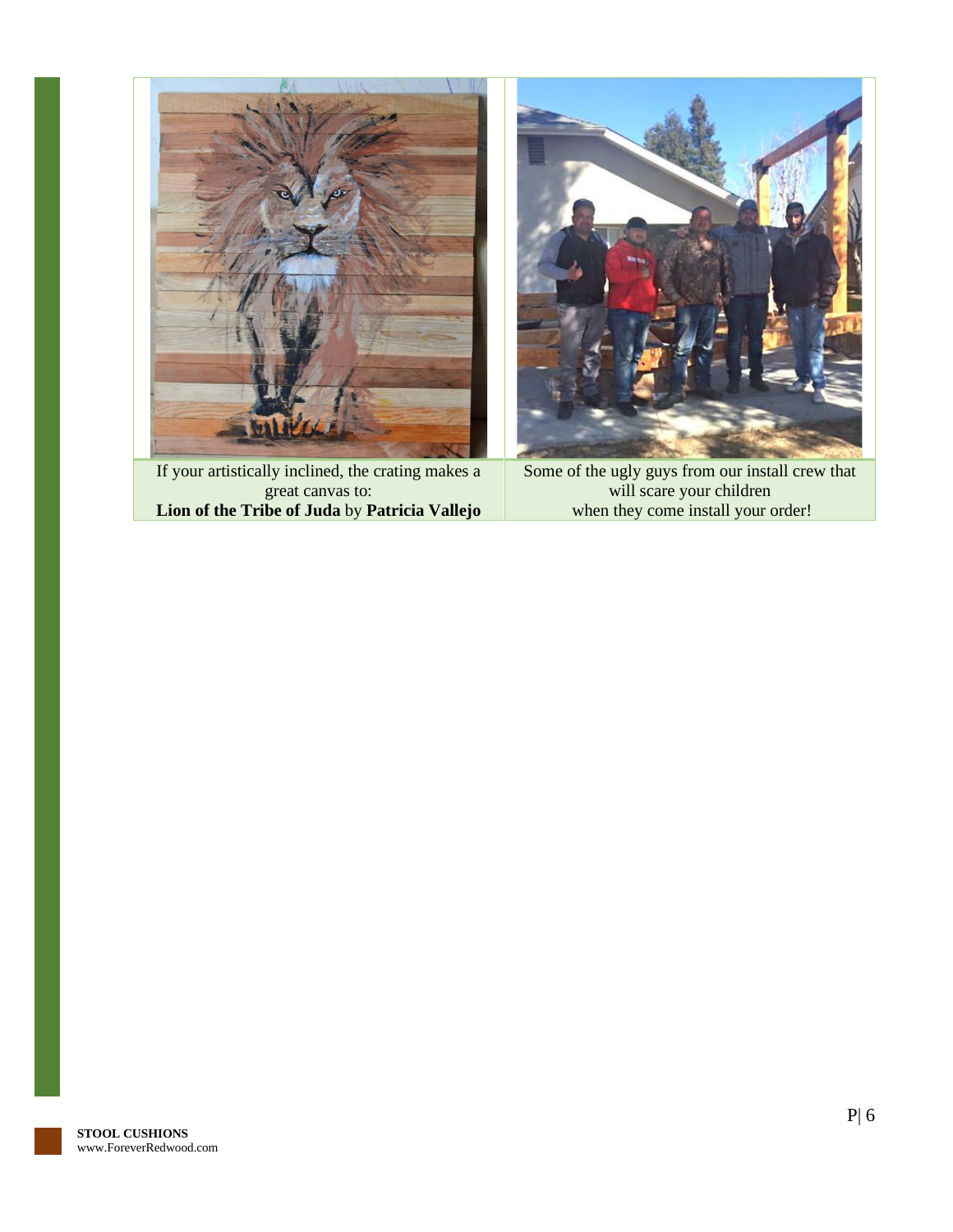| | |
|---|---|
| If your artistically inclined, the crating makes a great canvas to: **Lion of the Tribe of Juda** by **Patricia Vallejo** | Some of the ugly guys from our install crew that will scare your children when they come install your order! |